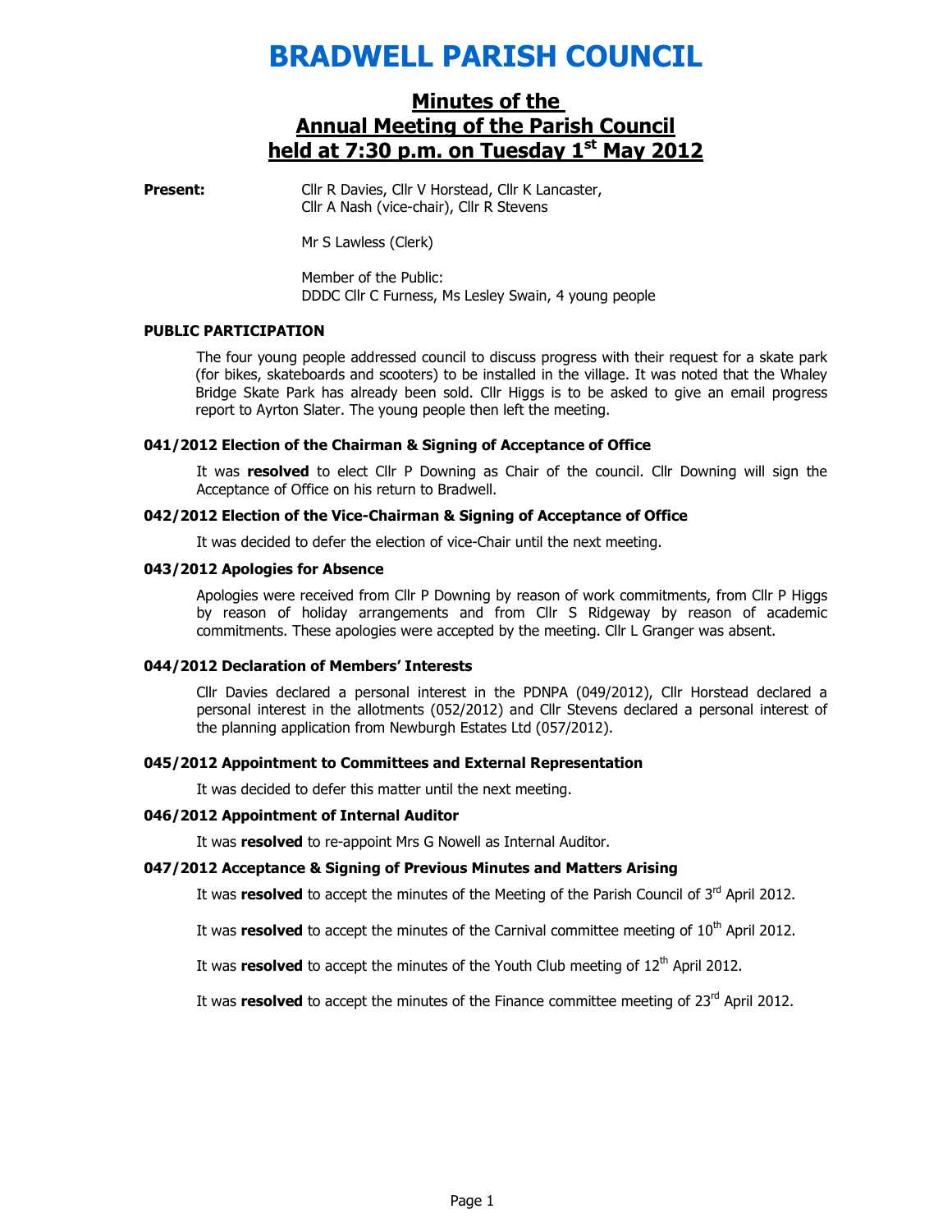# BRADWELL PARISH COUNCIL

## Minutes of the Annual Meeting of the Parish Council held at 7:30 p.m. on Tuesday 1st May 2012

**Present:** Cllr R Davies, Cllr V Horstead, Cllr K Lancaster, Cllr A Nash (vice-chair), Cllr R Stevens

Mr S Lawless (Clerk)

Member of the Public:
DDDC Cllr C Furness, Ms Lesley Swain, 4 young people

### PUBLIC PARTICIPATION

The four young people addressed council to discuss progress with their request for a skate park (for bikes, skateboards and scooters) to be installed in the village. It was noted that the Whaley Bridge Skate Park has already been sold. Cllr Higgs is to be asked to give an email progress report to Ayrton Slater. The young people then left the meeting.

### 041/2012 Election of the Chairman & Signing of Acceptance of Office

It was **resolved** to elect Cllr P Downing as Chair of the council. Cllr Downing will sign the Acceptance of Office on his return to Bradwell.

### 042/2012 Election of the Vice-Chairman & Signing of Acceptance of Office

It was decided to defer the election of vice-Chair until the next meeting.

### 043/2012 Apologies for Absence

Apologies were received from Cllr P Downing by reason of work commitments, from Cllr P Higgs by reason of holiday arrangements and from Cllr S Ridgeway by reason of academic commitments. These apologies were accepted by the meeting. Cllr L Granger was absent.

### 044/2012 Declaration of Members' Interests

Cllr Davies declared a personal interest in the PDNPA (049/2012), Cllr Horstead declared a personal interest in the allotments (052/2012) and Cllr Stevens declared a personal interest of the planning application from Newburgh Estates Ltd (057/2012).

### 045/2012 Appointment to Committees and External Representation

It was decided to defer this matter until the next meeting.

### 046/2012 Appointment of Internal Auditor

It was **resolved** to re-appoint Mrs G Nowell as Internal Auditor.

### 047/2012 Acceptance & Signing of Previous Minutes and Matters Arising

It was **resolved** to accept the minutes of the Meeting of the Parish Council of 3rd April 2012.

It was **resolved** to accept the minutes of the Carnival committee meeting of 10th April 2012.

It was **resolved** to accept the minutes of the Youth Club meeting of 12th April 2012.

It was **resolved** to accept the minutes of the Finance committee meeting of 23rd April 2012.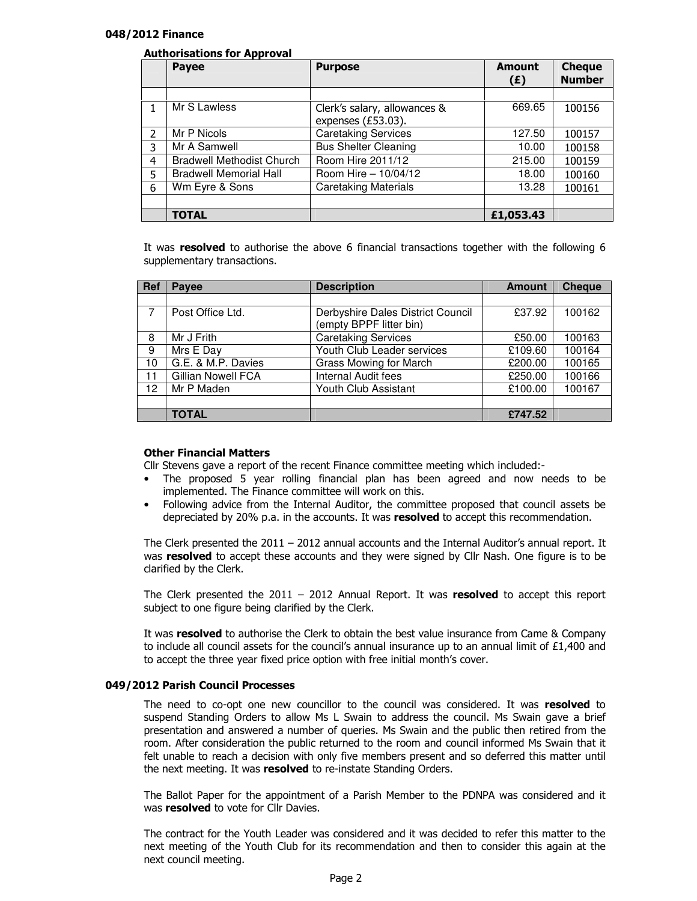### 048/2012 Finance

**Authorisations for Approval**

| | Payee | Purpose | Amount (£) | Cheque Number |
|---|---|---|---|---|
| | | | | |
| 1 | Mr S Lawless | Clerk's salary, allowances & expenses (£53.03). | 669.65 | 100156 |
| 2 | Mr P Nicols | Caretaking Services | 127.50 | 100157 |
| 3 | Mr A Samwell | Bus Shelter Cleaning | 10.00 | 100158 |
| 4 | Bradwell Methodist Church | Room Hire 2011/12 | 215.00 | 100159 |
| 5 | Bradwell Memorial Hall | Room Hire – 10/04/12 | 18.00 | 100160 |
| 6 | Wm Eyre & Sons | Caretaking Materials | 13.28 | 100161 |
| | | | | |
| | **TOTAL** | | **£1,053.43** | |

It was **resolved** to authorise the above 6 financial transactions together with the following 6 supplementary transactions.

| Ref | Payee | Description | Amount | Cheque |
|---|---|---|---|---|
| | | | | |
| 7 | Post Office Ltd. | Derbyshire Dales District Council (empty BPPF litter bin) | £37.92 | 100162 |
| 8 | Mr J Frith | Caretaking Services | £50.00 | 100163 |
| 9 | Mrs E Day | Youth Club Leader services | £109.60 | 100164 |
| 10 | G.E. & M.P. Davies | Grass Mowing for March | £200.00 | 100165 |
| 11 | Gillian Nowell FCA | Internal Audit fees | £250.00 | 100166 |
| 12 | Mr P Maden | Youth Club Assistant | £100.00 | 100167 |
| | | | | |
| | **TOTAL** | | **£747.52** | |

**Other Financial Matters**

Cllr Stevens gave a report of the recent Finance committee meeting which included:-

- The proposed 5 year rolling financial plan has been agreed and now needs to be implemented. The Finance committee will work on this.
- Following advice from the Internal Auditor, the committee proposed that council assets be depreciated by 20% p.a. in the accounts. It was **resolved** to accept this recommendation.

The Clerk presented the 2011 – 2012 annual accounts and the Internal Auditor's annual report. It was **resolved** to accept these accounts and they were signed by Cllr Nash. One figure is to be clarified by the Clerk.

The Clerk presented the 2011 – 2012 Annual Report. It was **resolved** to accept this report subject to one figure being clarified by the Clerk.

It was **resolved** to authorise the Clerk to obtain the best value insurance from Came & Company to include all council assets for the council's annual insurance up to an annual limit of £1,400 and to accept the three year fixed price option with free initial month's cover.

### 049/2012 Parish Council Processes

The need to co-opt one new councillor to the council was considered. It was **resolved** to suspend Standing Orders to allow Ms L Swain to address the council. Ms Swain gave a brief presentation and answered a number of queries. Ms Swain and the public then retired from the room. After consideration the public returned to the room and council informed Ms Swain that it felt unable to reach a decision with only five members present and so deferred this matter until the next meeting. It was **resolved** to re-instate Standing Orders.

The Ballot Paper for the appointment of a Parish Member to the PDNPA was considered and it was **resolved** to vote for Cllr Davies.

The contract for the Youth Leader was considered and it was decided to refer this matter to the next meeting of the Youth Club for its recommendation and then to consider this again at the next council meeting.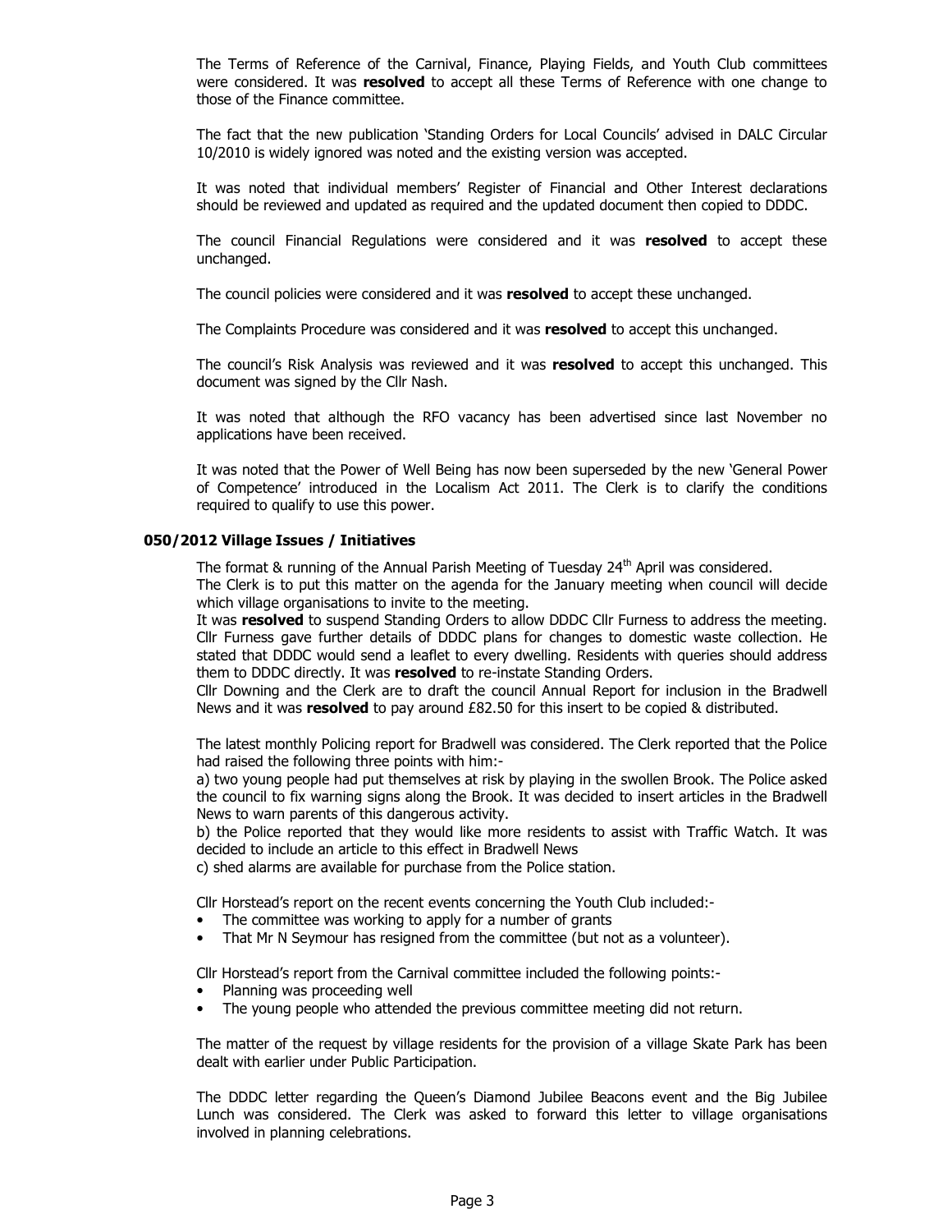The Terms of Reference of the Carnival, Finance, Playing Fields, and Youth Club committees were considered. It was **resolved** to accept all these Terms of Reference with one change to those of the Finance committee.

The fact that the new publication 'Standing Orders for Local Councils' advised in DALC Circular 10/2010 is widely ignored was noted and the existing version was accepted.

It was noted that individual members' Register of Financial and Other Interest declarations should be reviewed and updated as required and the updated document then copied to DDDC.

The council Financial Regulations were considered and it was **resolved** to accept these unchanged.

The council policies were considered and it was **resolved** to accept these unchanged.

The Complaints Procedure was considered and it was **resolved** to accept this unchanged.

The council's Risk Analysis was reviewed and it was **resolved** to accept this unchanged. This document was signed by the Cllr Nash.

It was noted that although the RFO vacancy has been advertised since last November no applications have been received.

It was noted that the Power of Well Being has now been superseded by the new 'General Power of Competence' introduced in the Localism Act 2011. The Clerk is to clarify the conditions required to qualify to use this power.

### 050/2012 Village Issues / Initiatives

The format & running of the Annual Parish Meeting of Tuesday 24th April was considered.
The Clerk is to put this matter on the agenda for the January meeting when council will decide which village organisations to invite to the meeting.
It was **resolved** to suspend Standing Orders to allow DDDC Cllr Furness to address the meeting. Cllr Furness gave further details of DDDC plans for changes to domestic waste collection. He stated that DDDC would send a leaflet to every dwelling. Residents with queries should address them to DDDC directly. It was **resolved** to re-instate Standing Orders.
Cllr Downing and the Clerk are to draft the council Annual Report for inclusion in the Bradwell News and it was **resolved** to pay around £82.50 for this insert to be copied & distributed.

The latest monthly Policing report for Bradwell was considered. The Clerk reported that the Police had raised the following three points with him:-
a) two young people had put themselves at risk by playing in the swollen Brook. The Police asked the council to fix warning signs along the Brook. It was decided to insert articles in the Bradwell News to warn parents of this dangerous activity.
b) the Police reported that they would like more residents to assist with Traffic Watch. It was decided to include an article to this effect in Bradwell News
c) shed alarms are available for purchase from the Police station.

Cllr Horstead's report on the recent events concerning the Youth Club included:-

- The committee was working to apply for a number of grants
- That Mr N Seymour has resigned from the committee (but not as a volunteer).

Cllr Horstead's report from the Carnival committee included the following points:-

- Planning was proceeding well
- The young people who attended the previous committee meeting did not return.

The matter of the request by village residents for the provision of a village Skate Park has been dealt with earlier under Public Participation.

The DDDC letter regarding the Queen's Diamond Jubilee Beacons event and the Big Jubilee Lunch was considered. The Clerk was asked to forward this letter to village organisations involved in planning celebrations.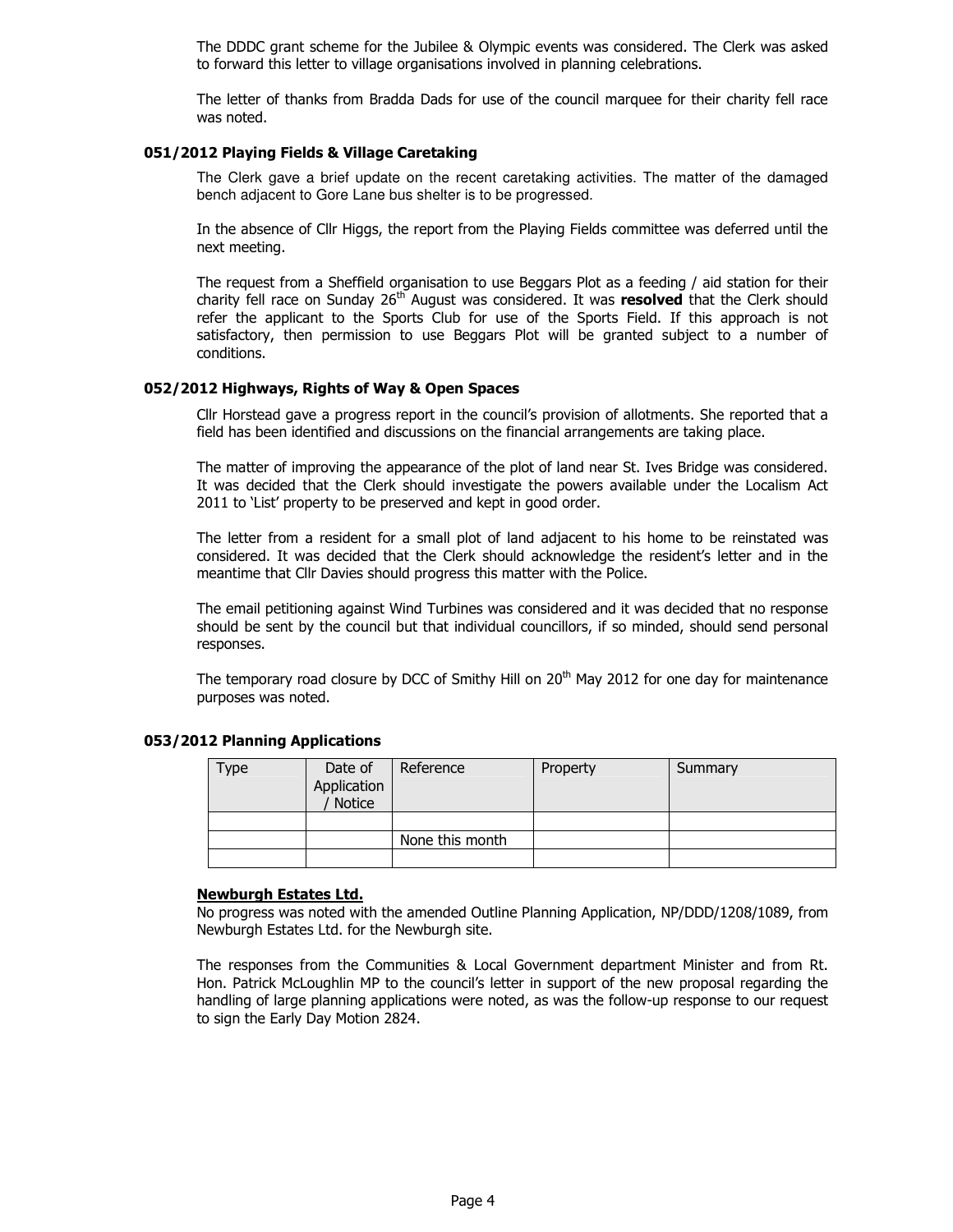The DDDC grant scheme for the Jubilee & Olympic events was considered. The Clerk was asked to forward this letter to village organisations involved in planning celebrations.

The letter of thanks from Bradda Dads for use of the council marquee for their charity fell race was noted.

### 051/2012 Playing Fields & Village Caretaking

The Clerk gave a brief update on the recent caretaking activities. The matter of the damaged bench adjacent to Gore Lane bus shelter is to be progressed.

In the absence of Cllr Higgs, the report from the Playing Fields committee was deferred until the next meeting.

The request from a Sheffield organisation to use Beggars Plot as a feeding / aid station for their charity fell race on Sunday 26th August was considered. It was **resolved** that the Clerk should refer the applicant to the Sports Club for use of the Sports Field. If this approach is not satisfactory, then permission to use Beggars Plot will be granted subject to a number of conditions.

### 052/2012 Highways, Rights of Way & Open Spaces

Cllr Horstead gave a progress report in the council's provision of allotments. She reported that a field has been identified and discussions on the financial arrangements are taking place.

The matter of improving the appearance of the plot of land near St. Ives Bridge was considered. It was decided that the Clerk should investigate the powers available under the Localism Act 2011 to 'List' property to be preserved and kept in good order.

The letter from a resident for a small plot of land adjacent to his home to be reinstated was considered. It was decided that the Clerk should acknowledge the resident's letter and in the meantime that Cllr Davies should progress this matter with the Police.

The email petitioning against Wind Turbines was considered and it was decided that no response should be sent by the council but that individual councillors, if so minded, should send personal responses.

The temporary road closure by DCC of Smithy Hill on 20th May 2012 for one day for maintenance purposes was noted.

### 053/2012 Planning Applications

| Type | Date of Application / Notice | Reference | Property | Summary |
|---|---|---|---|---|
| | | | | |
| | | None this month | | |
| | | | | |

**<u>Newburgh Estates Ltd.</u>**

No progress was noted with the amended Outline Planning Application, NP/DDD/1208/1089, from Newburgh Estates Ltd. for the Newburgh site.

The responses from the Communities & Local Government department Minister and from Rt. Hon. Patrick McLoughlin MP to the council's letter in support of the new proposal regarding the handling of large planning applications were noted, as was the follow-up response to our request to sign the Early Day Motion 2824.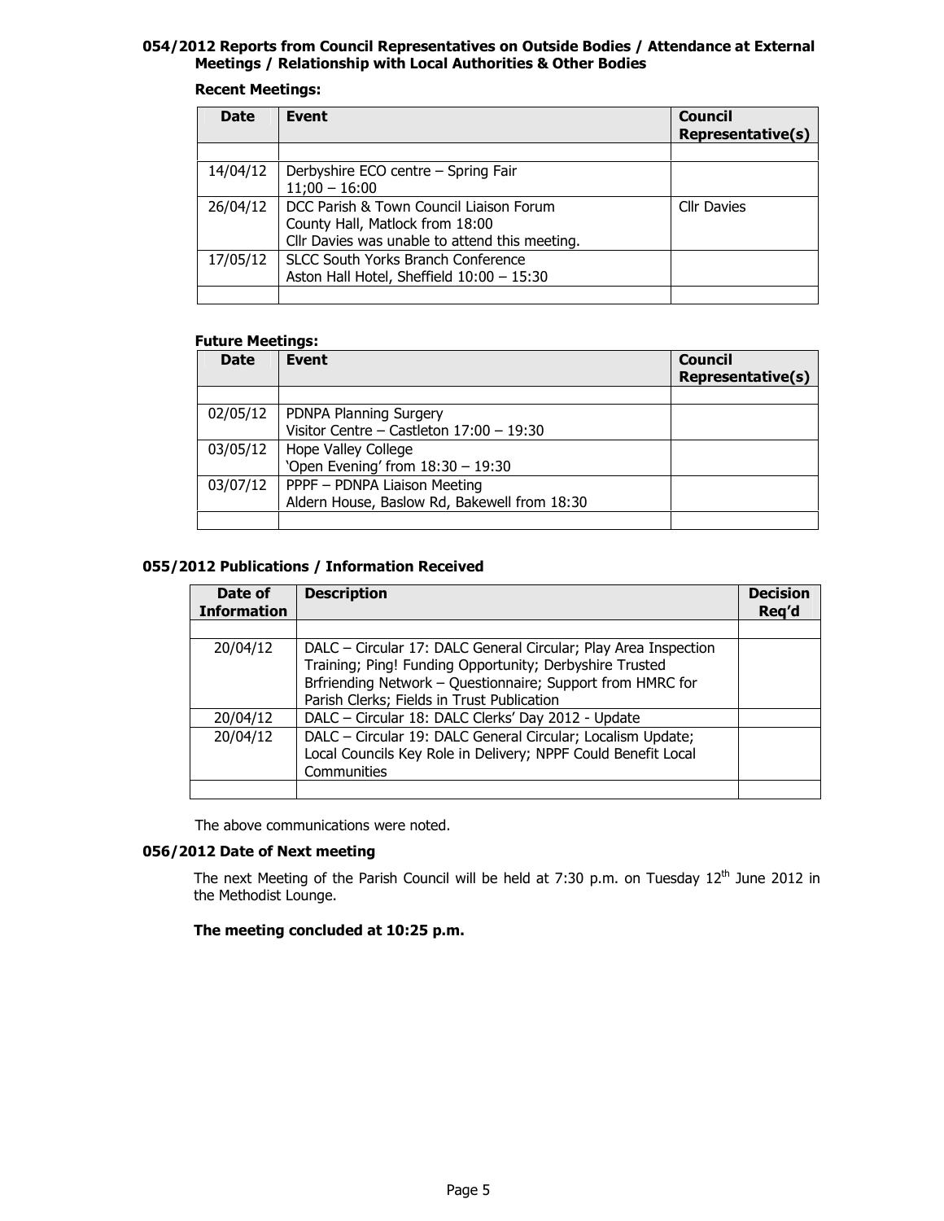**054/2012 Reports from Council Representatives on Outside Bodies / Attendance at External Meetings / Relationship with Local Authorities & Other Bodies**

**Recent Meetings:**

| Date | Event | Council Representative(s) |
|---|---|---|
| | | |
| 14/04/12 | Derbyshire ECO centre – Spring Fair<br>11;00 – 16:00 | |
| 26/04/12 | DCC Parish & Town Council Liaison Forum<br>County Hall, Matlock from 18:00<br>Cllr Davies was unable to attend this meeting. | Cllr Davies |
| 17/05/12 | SLCC South Yorks Branch Conference<br>Aston Hall Hotel, Sheffield 10:00 – 15:30 | |
| | | |

**Future Meetings:**

| Date | Event | Council Representative(s) |
|---|---|---|
| | | |
| 02/05/12 | PDNPA Planning Surgery<br>Visitor Centre – Castleton 17:00 – 19:30 | |
| 03/05/12 | Hope Valley College<br>'Open Evening' from 18:30 – 19:30 | |
| 03/07/12 | PPPF – PDNPA Liaison Meeting<br>Aldern House, Baslow Rd, Bakewell from 18:30 | |
| | | |

**055/2012 Publications / Information Received**

| Date of Information | Description | Decision Req'd |
|---|---|---|
| | | |
| 20/04/12 | DALC – Circular 17: DALC General Circular; Play Area Inspection Training; Ping! Funding Opportunity; Derbyshire Trusted Brfriending Network – Questionnaire; Support from HMRC for Parish Clerks; Fields in Trust Publication | |
| 20/04/12 | DALC – Circular 18: DALC Clerks' Day 2012 - Update | |
| 20/04/12 | DALC – Circular 19: DALC General Circular; Localism Update; Local Councils Key Role in Delivery; NPPF Could Benefit Local Communities | |
| | | |

The above communications were noted.

**056/2012 Date of Next meeting**

The next Meeting of the Parish Council will be held at 7:30 p.m. on Tuesday 12th June 2012 in the Methodist Lounge.

**The meeting concluded at 10:25 p.m.**